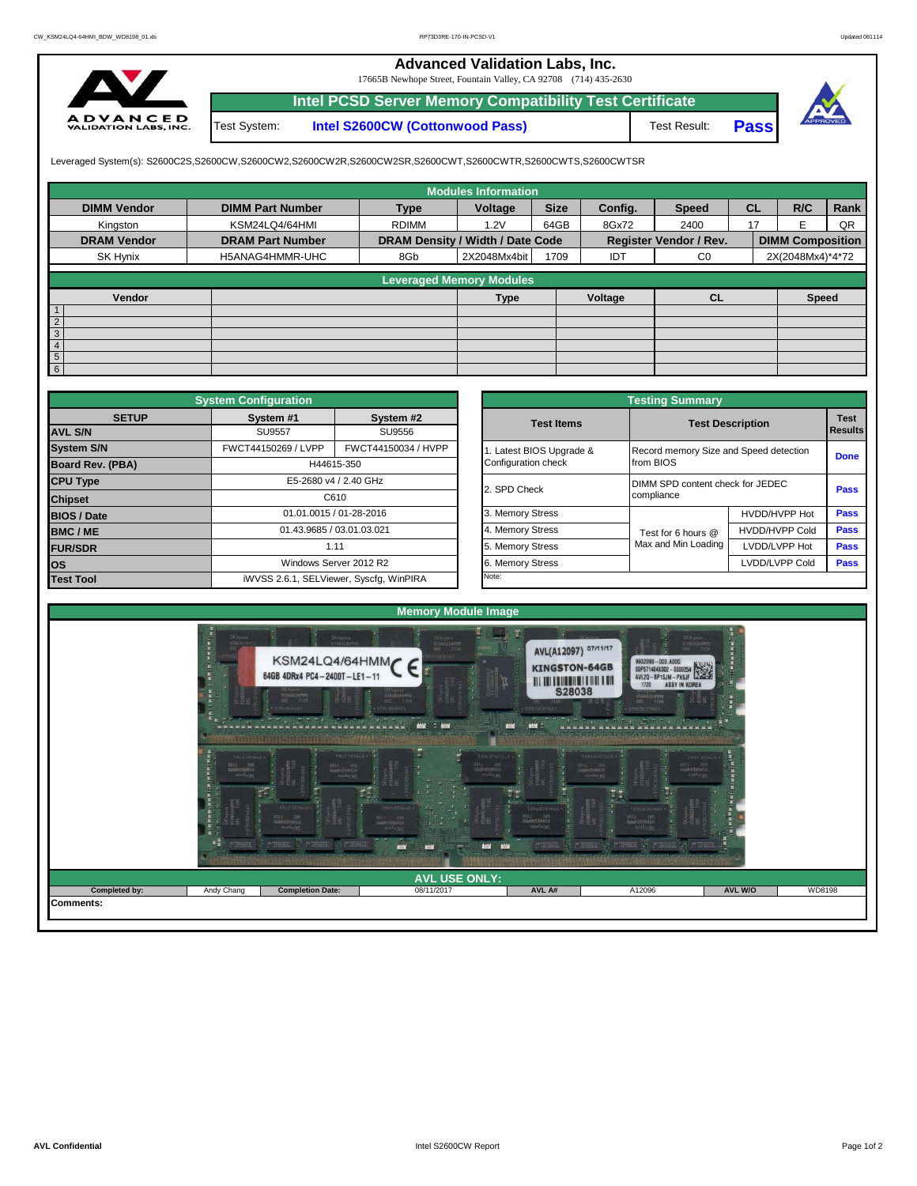# Advanced Validation Labs, Inc.

17665B Newhope Street, Fountain Valley, CA 92708 (714) 435-2630

## Intel PCSD Server Memory Compatibility Test Certificate

| Test System: | Intel S2600CW (Cottonwood Pass) | Test Result: | Pass |
|---|---|---|---|

Leveraged System(s): S2600C2S,S2600CW,S2600CW2,S2600CW2R,S2600CW2SR,S2600CWT,S2600CWTR,S2600CWTS,S2600CWTSR

### Modules Information

| DIMM Vendor | DIMM Part Number | Type | Voltage | Size | Config. | Speed | CL | R/C | Rank |
|---|---|---|---|---|---|---|---|---|---|
| Kingston | KSM24LQ4/64HMI | RDIMM | 1.2V | 64GB | 8Gx72 | 2400 | 17 | E | QR |
| **DRAM Vendor** | **DRAM Part Number** | **DRAM Density / Width / Date Code** | | | **Register Vendor / Rev.** | | **DIMM Composition** | | |
| SK Hynix | H5ANAG4HMMR-UHC | 8Gb | 2X2048Mx4bit | 1709 | IDT | C0 | 2X(2048Mx4)*4*72 | | |

### Leveraged Memory Modules

| | Vendor | | Type | Voltage | CL | Speed |
|---|---|---|---|---|---|---|
| 1 | | | | | | |
| 2 | | | | | | |
| 3 | | | | | | |
| 4 | | | | | | |
| 5 | | | | | | |
| 6 | | | | | | |

### System Configuration

| SETUP | System #1 | System #2 |
|---|---|---|
| AVL S/N | SU9557 | SU9556 |
| System S/N | FWCT44150269 / LVPP | FWCT44150034 / HVPP |
| Board Rev. (PBA) | H44615-350 | |
| CPU Type | E5-2680 v4 / 2.40 GHz | |
| Chipset | C610 | |
| BIOS / Date | 01.01.0015 / 01-28-2016 | |
| BMC / ME | 01.43.9685 / 03.01.03.021 | |
| FUR/SDR | 1.11 | |
| OS | Windows Server 2012 R2 | |
| Test Tool | iWVSS 2.6.1, SELViewer, Syscfg, WinPIRA | |

### Testing Summary

| Test Items | Test Description | | Test Results |
|---|---|---|---|
| 1. Latest BIOS Upgrade & Configuration check | Record memory Size and Speed detection from BIOS | | Done |
| 2. SPD Check | DIMM SPD content check for JEDEC compliance | | Pass |
| 3. Memory Stress | Test for 6 hours @ Max and Min Loading | HVDD/HVPP Hot | Pass |
| 4. Memory Stress | | HVDD/HVPP Cold | Pass |
| 5. Memory Stress | | LVDD/LVPP Hot | Pass |
| 6. Memory Stress | | LVDD/LVPP Cold | Pass |
| Note: | | | |

### Memory Module Image

### AVL USE ONLY:

| Completed by: | Andy Chang | Completion Date: | 08/11/2017 | AVL A# | A12096 | AVL W/O | WD8198 |
|---|---|---|---|---|---|---|---|

**Comments:**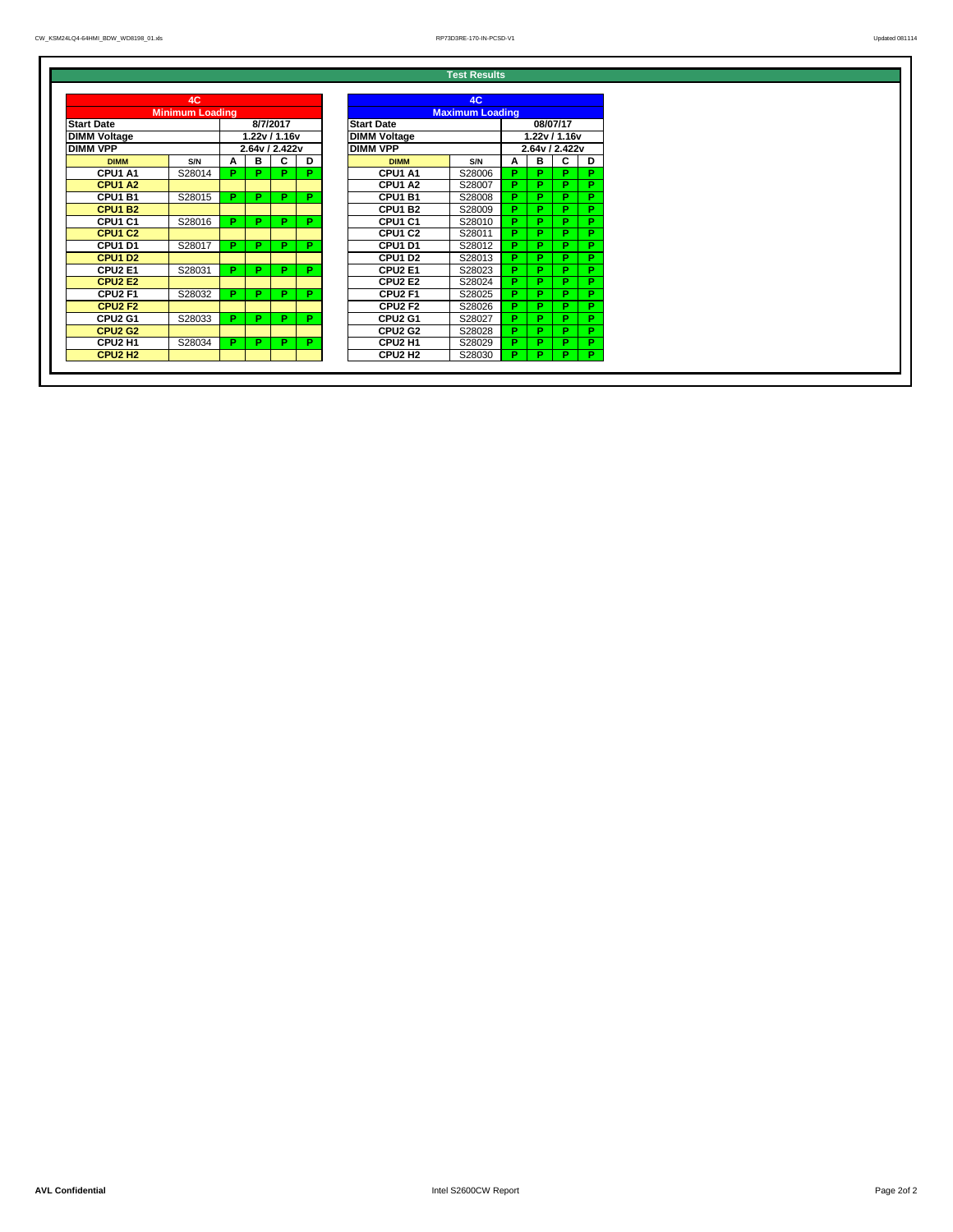## Test Results

| 4C Minimum Loading | | | | | |
|---|---|---|---|---|---|
| Start Date | | 8/7/2017 | | | |
| DIMM Voltage | | 1.22v / 1.16v | | | |
| DIMM VPP | | 2.64v / 2.422v | | | |
| DIMM | S/N | A | B | C | D |
| CPU1 A1 | S28014 | P | P | P | P |
| CPU1 A2 | | | | | |
| CPU1 B1 | S28015 | P | P | P | P |
| CPU1 B2 | | | | | |
| CPU1 C1 | S28016 | P | P | P | P |
| CPU1 C2 | | | | | |
| CPU1 D1 | S28017 | P | P | P | P |
| CPU1 D2 | | | | | |
| CPU2 E1 | S28031 | P | P | P | P |
| CPU2 E2 | | | | | |
| CPU2 F1 | S28032 | P | P | P | P |
| CPU2 F2 | | | | | |
| CPU2 G1 | S28033 | P | P | P | P |
| CPU2 G2 | | | | | |
| CPU2 H1 | S28034 | P | P | P | P |
| CPU2 H2 | | | | | |

| 4C Maximum Loading | | | | | |
|---|---|---|---|---|---|
| Start Date | | 08/07/17 | | | |
| DIMM Voltage | | 1.22v / 1.16v | | | |
| DIMM VPP | | 2.64v / 2.422v | | | |
| DIMM | S/N | A | B | C | D |
| CPU1 A1 | S28006 | P | P | P | P |
| CPU1 A2 | S28007 | P | P | P | P |
| CPU1 B1 | S28008 | P | P | P | P |
| CPU1 B2 | S28009 | P | P | P | P |
| CPU1 C1 | S28010 | P | P | P | P |
| CPU1 C2 | S28011 | P | P | P | P |
| CPU1 D1 | S28012 | P | P | P | P |
| CPU1 D2 | S28013 | P | P | P | P |
| CPU2 E1 | S28023 | P | P | P | P |
| CPU2 E2 | S28024 | P | P | P | P |
| CPU2 F1 | S28025 | P | P | P | P |
| CPU2 F2 | S28026 | P | P | P | P |
| CPU2 G1 | S28027 | P | P | P | P |
| CPU2 G2 | S28028 | P | P | P | P |
| CPU2 H1 | S28029 | P | P | P | P |
| CPU2 H2 | S28030 | P | P | P | P |